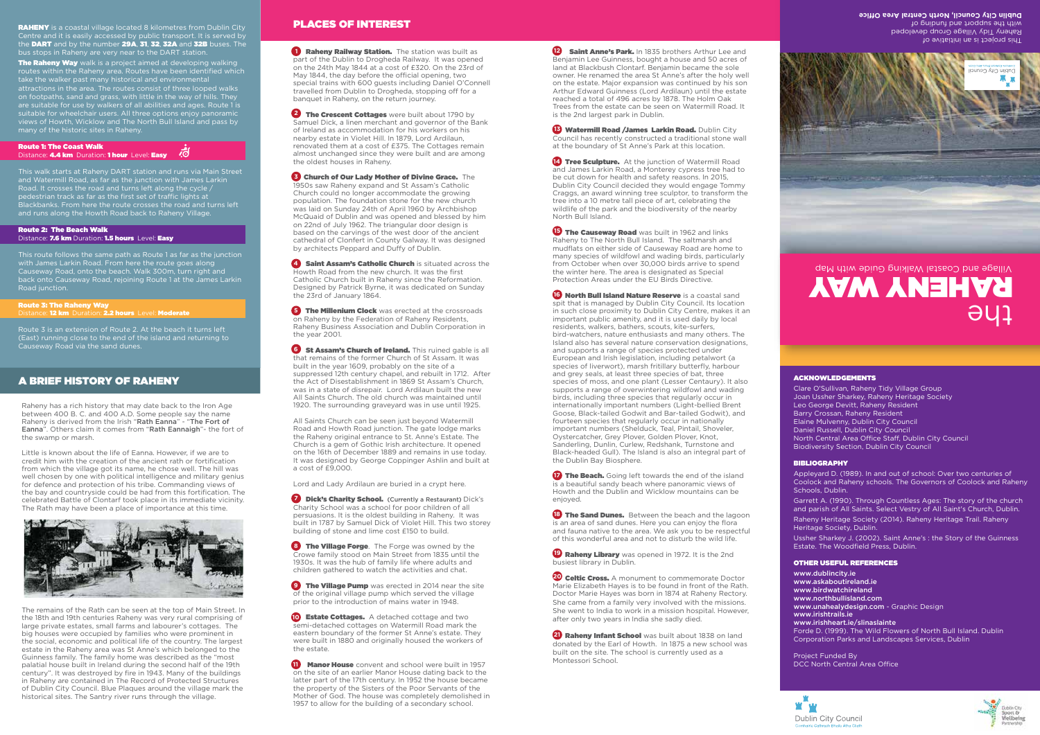**RAHENY** is a coastal village located 8 kilometres from Dublin City Centre and it is easily accessed by public transport. It is served by the **DART** and by the number **29A**, **31**, **32**, **32A** and **32B** buses. The bus stops in Raheny are very near to the DART station.

**The Raheny Way** walk is a project aimed at developing walking routes within the Raheny area. Routes have been identified which take the walker past many historical and environmental attractions in the area. The routes consist of three looped walks on footpaths, sand and grass, with little in the way of hills. They are suitable for use by walkers of all abilities and ages. Route 1 is suitable for wheelchair users. All three options enjoy panoramic views of Howth, Wicklow and The North Bull Island and pass by many of the historic sites in Raheny.

**Route 1: The Coast Walk**
Distance: **4.4 km** Duration: **1 hour** Level: **Easy**

This walk starts at Raheny DART station and runs via Main Street and Watermill Road, as far as the junction with James Larkin Road. It crosses the road and turns left along the cycle / pedestrian track as far as the first set of traffic lights at Blackbanks. From here the route crosses the road and turns left and runs along the Howth Road back to Raheny Village.

**Route 2: The Beach Walk**
Distance: **7.6 km** Duration: **1.5 hours** Level: **Easy**

This route follows the same path as Route 1 as far as the junction with James Larkin Road. From here the route goes along Causeway Road, onto the beach. Walk 300m, turn right and back onto Causeway Road, rejoining Route 1 at the James Larkin Road junction.

**Route 3: The Raheny Way**
Distance: **12 km** Duration: **2.2 hours** Level: **Moderate**

Route 3 is an extension of Route 2. At the beach it turns left (East) running close to the end of the island and returning to Causeway Road via the sand dunes.

## A BRIEF HISTORY OF RAHENY

Raheny has a rich history that may date back to the Iron Age between 400 B. C. and 400 A.D. Some people say the name Raheny is derived from the Irish "**Rath Eanna**" - "**The Fort of Eanna**". Others claim it comes from "**Rath Eannaigh**"- the fort of the swamp or marsh.

Little is known about the life of Eanna. However, if we are to credit him with the creation of the ancient rath or fortification from which the village got its name, he chose well. The hill was well chosen by one with political intelligence and military genius for defence and protection of his tribe. Commanding views of the bay and countryside could be had from this fortification. The celebrated Battle of Clontarf took place in its immediate vicinity. The Rath may have been a place of importance at that time.

The remains of the Rath can be seen at the top of Main Street. In the 18th and 19th centuries Raheny was very rural comprising of large private estates, small farms and labourer's cottages. The big houses were occupied by families who were prominent in the social, economic and political life of the country. The largest estate in the Raheny area was St Anne's which belonged to the Guinness family. The family home was described as the "most palatial house built in Ireland during the second half of the 19th century". It was destroyed by fire in 1943. Many of the buildings in Raheny are contained in The Record of Protected Structures of Dublin City Council. Blue Plaques around the village mark the historical sites. The Santry river runs through the village.

## PLACES OF INTEREST

**1 Raheny Railway Station.** The station was built as part of the Dublin to Drogheda Railway. It was opened on the 24th May 1844 at a cost of £320. On the 23rd of May 1844, the day before the official opening, two special trains with 600 guests including Daniel O'Connell travelled from Dublin to Drogheda, stopping off for a banquet in Raheny, on the return journey.

**2 The Crescent Cottages** were built about 1790 by Samuel Dick, a linen merchant and governor of the Bank of Ireland as accommodation for his workers on his nearby estate in Violet Hill. In 1879, Lord Ardilaun, renovated them at a cost of £375. The Cottages remain almost unchanged since they were built and are among the oldest houses in Raheny.

**3 Church of Our Lady Mother of Divine Grace.** The 1950s saw Raheny expand and St Assam's Catholic Church could no longer accommodate the growing population. The foundation stone for the new church was laid on Sunday 24th of April 1960 by Archbishop McQuaid of Dublin and was opened and blessed by him on 22nd of July 1962. The triangular door design is based on the carvings of the west door of the ancient cathedral of Clonfert in County Galway. It was designed by architects Peppard and Duffy of Dublin.

**4 Saint Assam's Catholic Church** is situated across the Howth Road from the new church. It was the first Catholic Church built in Raheny since the Reformation. Designed by Patrick Byrne, it was dedicated on Sunday the 23rd of January 1864.

**5 The Millenium Clock** was erected at the crossroads on Raheny by the Federation of Raheny Residents, Raheny Business Association and Dublin Corporation in the year 2001.

**6 St Assam's Church of Ireland.** This ruined gable is all that remains of the former Church of St Assam. It was built in the year 1609, probably on the site of a suppressed 12th century chapel, and rebuilt in 1712. After the Act of Disestablishment in 1869 St Assam's Church, was in a state of disrepair. Lord Ardilaun built the new All Saints Church. The old church was maintained until 1920. The surrounding graveyard was in use until 1925.

All Saints Church can be seen just beyond Watermill Road and Howth Road junction. The gate lodge marks the Raheny original entrance to St. Anne's Estate. The Church is a gem of Gothic Irish architecture. It opened on the 16th of December 1889 and remains in use today. It was designed by George Coppinger Ashlin and built at a cost of £9,000.

Lord and Lady Ardilaun are buried in a crypt here.

**7 Dick's Charity School.** (Currently a Restaurant) Dick's Charity School was a school for poor children of all persuasions. It is the oldest building in Raheny. It was built in 1787 by Samuel Dick of Violet Hill. This two storey building of stone and lime cost £150 to build.

**8 The Village Forge**. The Forge was owned by the Crowe family stood on Main Street from 1835 until the 1930s. It was the hub of family life where adults and children gathered to watch the activities and chat.

**9 The Village Pump** was erected in 2014 near the site of the original village pump which served the village prior to the introduction of mains water in 1948.

**10 Estate Cottages.** A detached cottage and two semi-detached cottages on Watermill Road mark the eastern boundary of the former St Anne's estate. They were built in 1880 and originally housed the workers of the estate.

**11 Manor House** convent and school were built in 1957 on the site of an earlier Manor House dating back to the latter part of the 17th century. In 1952 the house became the property of the Sisters of the Poor Servants of the Mother of God. The house was completely demolished in 1957 to allow for the building of a secondary school.

**12 Saint Anne's Park.** In 1835 brothers Arthur Lee and Benjamin Lee Guinness, bought a house and 50 acres of land at Blackbush Clontarf. Benjamin became the sole owner. He renamed the area St Anne's after the holy well on the estate. Major expansion was continued by his son Arthur Edward Guinness (Lord Ardilaun) until the estate reached a total of 496 acres by 1878. The Holm Oak Trees from the estate can be seen on Watermill Road. It is the 2nd largest park in Dublin.

**13 Watermill Road /James Larkin Road.** Dublin City Council has recently constructed a traditional stone wall at the boundary of St Anne's Park at this location.

**14 Tree Sculpture.** At the junction of Watermill Road and James Larkin Road, a Monterey cypress tree had to be cut down for health and safety reasons. In 2015, Dublin City Council decided they would engage Tommy Craggs, an award winning tree sculptor, to transform the tree into a 10 metre tall piece of art, celebrating the wildlife of the park and the biodiversity of the nearby North Bull Island.

**15 The Causeway Road** was built in 1962 and links Raheny to The North Bull Island. The saltmarsh and mudflats on either side of Causeway Road are home to many species of wildfowl and wading birds, particularly from October when over 30,000 birds arrive to spend the winter here. The area is designated as Special Protection Areas under the EU Birds Directive.

**16 North Bull Island Nature Reserve** is a coastal sand spit that is managed by Dublin City Council. Its location in such close proximity to Dublin City Centre, makes it an important public amenity, and it is used daily by local residents, walkers, bathers, scouts, kite-surfers, bird-watchers, nature enthusiasts and many others. The Island also has several nature conservation designations, and supports a range of species protected under European and Irish legislation, including petalwort (a species of liverwort), marsh fritillary butterfly, harbour and grey seals, at least three species of bat, three species of moss, and one plant (Lesser Centaury). It also supports a range of overwintering wildfowl and wading birds, including three species that regularly occur in internationally important numbers (Light-bellied Brent Goose, Black-tailed Godwit and Bar-tailed Godwit), and fourteen species that regularly occur in nationally important numbers (Shelduck, Teal, Pintail, Shoveler, Oystercatcher, Grey Plover, Golden Plover, Knot, Sanderling, Dunlin, Curlew, Redshank, Turnstone and Black-headed Gull). The Island is also an integral part of the Dublin Bay Biosphere.

**17 The Beach.** Going left towards the end of the island is a beautiful sandy beach where panoramic views of Howth and the Dublin and Wicklow mountains can be enjoyed.

**18 The Sand Dunes.** Between the beach and the lagoon is an area of sand dunes. Here you can enjoy the flora and fauna native to the area. We ask you to be respectful of this wonderful area and not to disturb the wild life.

**19 Raheny Library** was opened in 1972. It is the 2nd busiest library in Dublin.

**20 Celtic Cross.** A monument to commemorate Doctor Marie Elizabeth Hayes is to be found in front of the Rath. Doctor Marie Hayes was born in 1874 at Raheny Rectory. She came from a family very involved with the missions. She went to India to work in a mission hospital. However, after only two years in India she sadly died.

**21 Raheny Infant School** was built 1838 on land donated by the Earl of Howth. In 1875 a new school was built on the site. The school is currently used as a Montessori School.

# the RAHENY WAY

Village and Coastal Walking Guide with Map

This project is an initiative of Raheny Tidy Village Group developed with the support and funding of **Dublin City Council, North Central Area Office**

### ACKNOWLEDGEMENTS

Clare O'Sullivan, Raheny Tidy Village Group
Joan Ussher Sharkey, Raheny Heritage Society
Leo George Devitt, Raheny Resident
Barry Crossan, Raheny Resident
Elaine Mulvenny, Dublin City Council
Daniel Russell, Dublin City Council
North Central Area Office Staff, Dublin City Council
Biodiversity Section, Dublin City Council

### BIBLIOGRAPHY

Appleyard D. (1989). In and out of school: Over two centuries of Coolock and Raheny schools. The Governors of Coolock and Raheny Schools, Dublin.

Garrett A. (1990). Through Countless Ages: The story of the church and parish of All Saints. Select Vestry of All Saint's Church, Dublin.

Raheny Heritage Society (2014). Raheny Heritage Trail. Raheny Heritage Society, Dublin.

Ussher Sharkey J. (2002). Saint Anne's : the Story of the Guinness Estate. The Woodfield Press, Dublin.

### OTHER USEFUL REFERENCES

www.dublincity.ie
www.askaboutireland.ie
www.birdwatchireland
www.northbullisland.com
www.unahealydesign.com - Graphic Design
www.irishtrails.ie
www.irishheart.ie/slinaslainte
Forde D. (1999). The Wild Flowers of North Bull Island. Dublin Corporation Parks and Landscapes Services, Dublin

Project Funded By
DCC North Central Area Office

Dublin City Council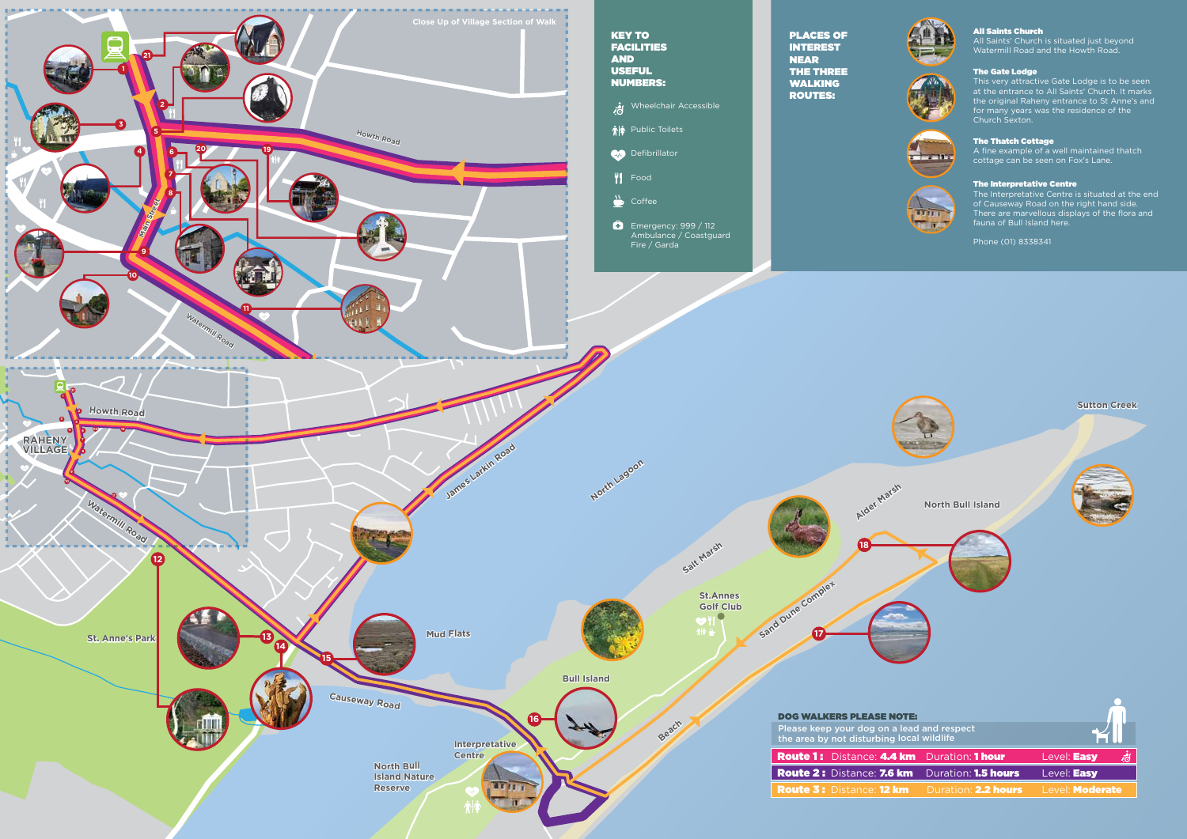## KEY TO FACILITIES AND USEFUL NUMBERS:

- Wheelchair Accessible
- Public Toilets
- Defibrillator
- Food
- Coffee
- Emergency: 999 / 112 Ambulance / Coastguard Fire / Garda

## PLACES OF INTEREST NEAR THE THREE WALKING ROUTES:

**All Saints Church**
All Saints' Church is situated just beyond Watermill Road and the Howth Road.

**The Gate Lodge**
This very attractive Gate Lodge is to be seen at the entrance to All Saints' Church. It marks the original Raheny entrance to St Anne's and for many years was the residence of the Church Sexton.

**The Thatch Cottage**
A fine example of a well maintained thatch cottage can be seen on Fox's Lane.

**The Interpretative Centre**
The Interpretative Centre is situated at the end of Causeway Road on the right hand side. There are marvellous displays of the flora and fauna of Bull Island here.

Phone (01) 8338341

Close Up of Village Section of Walk

Howth Road
Main Street
Watermill Road
RAHENY VILLAGE
James Larkin Road
North Lagoon
Salt Marsh
Alder Marsh
North Bull Island
Sutton Creek
St. Anne's Park
Mud Flats
St.Annes Golf Club
Sand Dune Complex
Causeway Road
Bull Island
Interpretative Centre
North Bull Island Nature Reserve
Beach

**DOG WALKERS PLEASE NOTE:**
Please keep your dog on a lead and respect the area by not disturbing local wildlife

| | | | |
|---|---|---|---|
| **Route 1:** Distance: **4.4 km** | Duration: **1 hour** | Level: **Easy** | Wheelchair Accessible |
| **Route 2:** Distance: **7.6 km** | Duration: **1.5 hours** | Level: **Easy** | |
| **Route 3:** Distance: **12 km** | Duration: **2.2 hours** | Level: **Moderate** | |